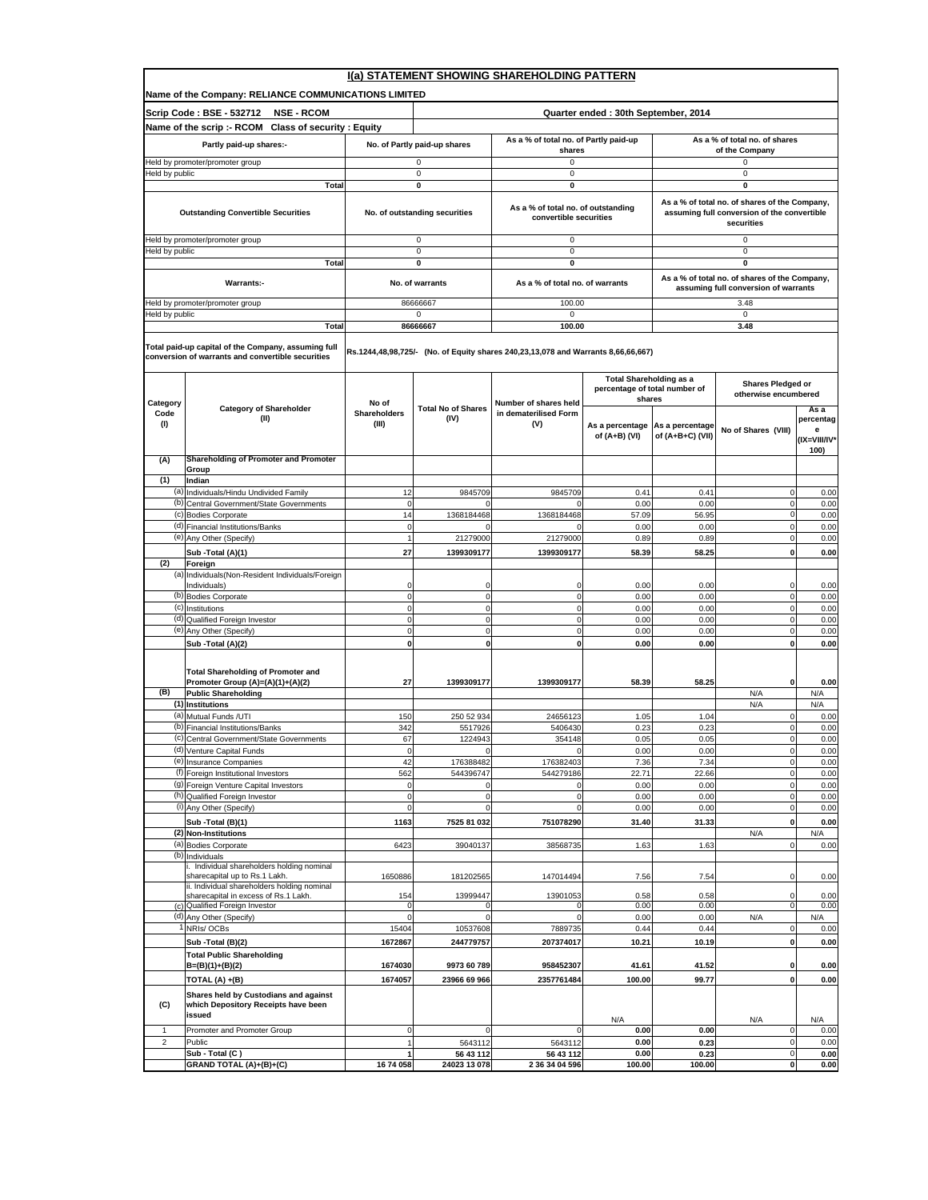# I(a) STATEMENT SHOWING SHAREHOLDING PATTERN

**Name of the Company: RELIANCE COMMUNICATIONS LIMITED**

**Scrip Code : BSE - 532712 NSE - RCOM** | **Quarter ended : 30th September, 2014**

**Name of the scrip :- RCOM Class of security : Equity**

| Partly paid-up shares:- | No. of Partly paid-up shares | As a % of total no. of Partly paid-up shares | As a % of total no. of shares of the Company |
|---|---|---|---|
| Held by promoter/promoter group | 0 | 0 | 0 |
| Held by public | 0 | 0 | 0 |
| **Total** | **0** | **0** | **0** |

| Outstanding Convertible Securities | No. of outstanding securities | As a % of total no. of outstanding convertible securities | As a % of total no. of shares of the Company, assuming full conversion of the convertible securities |
|---|---|---|---|
| Held by promoter/promoter group | 0 | 0 | 0 |
| Held by public | 0 | 0 | 0 |
| **Total** | **0** | **0** | **0** |

| Warrants:- | No. of warrants | As a % of total no. of warrants | As a % of total no. of shares of the Company, assuming full conversion of warrants |
|---|---|---|---|
| Held by promoter/promoter group | 86666667 | 100.00 | 3.48 |
| Held by public | 0 | 0 | 0 |
| **Total** | **86666667** | **100.00** | **3.48** |

**Total paid-up capital of the Company, assuming full conversion of warrants and convertible securities:** Rs.1244,48,98,725/- (No. of Equity shares 240,23,13,078 and Warrants 8,66,66,667)

| Category Code (I) | Category of Shareholder (II) | No of Shareholders (III) | Total No of Shares (IV) | Number of shares held in dematerialised Form (V) | Total Shareholding as a percentage of total number of shares | | Shares Pledged or otherwise encumbered | |
|---|---|---|---|---|---|---|---|---|
| | | | | | As a percentage of (A+B) (VI) | As a percentage of (A+B+C) (VII) | No of Shares (VIII) | As a percentage (IX=VIII/IV*100) |
| **(A)** | **Shareholding of Promoter and Promoter Group** | | | | | | | |
| **(1)** | **Indian** | | | | | | | |
| (a) | Individuals/Hindu Undivided Family | 12 | 9845709 | 9845709 | 0.41 | 0.41 | 0 | 0.00 |
| (b) | Central Government/State Governments | 0 | 0 | 0 | 0.00 | 0.00 | 0 | 0.00 |
| (c) | Bodies Corporate | 14 | 1368184468 | 1368184468 | 57.09 | 56.95 | 0 | 0.00 |
| (d) | Financial Institutions/Banks | 0 | 0 | 0 | 0.00 | 0.00 | 0 | 0.00 |
| (e) | Any Other (Specify) | 1 | 21279000 | 21279000 | 0.89 | 0.89 | 0 | 0.00 |
| | **Sub -Total (A)(1)** | **27** | **1399309177** | **1399309177** | **58.39** | **58.25** | **0** | **0.00** |
| **(2)** | **Foreign** | | | | | | | |
| (a) | Individuals(Non-Resident Individuals/Foreign Individuals) | 0 | 0 | 0 | 0.00 | 0.00 | 0 | 0.00 |
| (b) | Bodies Corporate | 0 | 0 | 0 | 0.00 | 0.00 | 0 | 0.00 |
| (c) | Institutions | 0 | 0 | 0 | 0.00 | 0.00 | 0 | 0.00 |
| (d) | Qualified Foreign Investor | 0 | 0 | 0 | 0.00 | 0.00 | 0 | 0.00 |
| (e) | Any Other (Specify) | 0 | 0 | 0 | 0.00 | 0.00 | 0 | 0.00 |
| | **Sub -Total (A)(2)** | **0** | **0** | **0** | **0.00** | **0.00** | **0** | **0.00** |
| | **Total Shareholding of Promoter and Promoter Group (A)=(A)(1)+(A)(2)** | **27** | **1399309177** | **1399309177** | **58.39** | **58.25** | **0** | **0.00** |
| **(B)** | **Public Shareholding** | | | | | | N/A | N/A |
| **(1)** | **Institutions** | | | | | | N/A | N/A |
| (a) | Mutual Funds /UTI | 150 | 250 52 934 | 24656123 | 1.05 | 1.04 | 0 | 0.00 |
| (b) | Financial Institutions/Banks | 342 | 5517926 | 5406430 | 0.23 | 0.23 | 0 | 0.00 |
| (c) | Central Government/State Governments | 67 | 1224943 | 354148 | 0.05 | 0.05 | 0 | 0.00 |
| (d) | Venture Capital Funds | 0 | 0 | 0 | 0.00 | 0.00 | 0 | 0.00 |
| (e) | Insurance Companies | 42 | 176388482 | 176382403 | 7.36 | 7.34 | 0 | 0.00 |
| (f) | Foreign Institutional Investors | 562 | 544396747 | 544279186 | 22.71 | 22.66 | 0 | 0.00 |
| (g) | Foreign Venture Capital Investors | 0 | 0 | 0 | 0.00 | 0.00 | 0 | 0.00 |
| (h) | Qualified Foreign Investor | 0 | 0 | 0 | 0.00 | 0.00 | 0 | 0.00 |
| (i) | Any Other (Specify) | 0 | 0 | 0 | 0.00 | 0.00 | 0 | 0.00 |
| | **Sub -Total (B)(1)** | **1163** | **7525 81 032** | **751078290** | **31.40** | **31.33** | **0** | **0.00** |
| **(2)** | **Non-Institutions** | | | | | | N/A | N/A |
| (a) | Bodies Corporate | 6423 | 39040137 | 38568735 | 1.63 | 1.63 | 0 | 0.00 |
| (b) | Individuals | | | | | | | |
| | i. Individual shareholders holding nominal sharecapital up to Rs.1 Lakh. | 1650886 | 181202565 | 147014494 | 7.56 | 7.54 | 0 | 0.00 |
| | ii. Individual shareholders holding nominal sharecapital in excess of Rs.1 Lakh. | 154 | 13999447 | 13901053 | 0.58 | 0.58 | 0 | 0.00 |
| (c) | Qualified Foreign Investor | 0 | 0 | 0 | 0.00 | 0.00 | 0 | 0.00 |
| (d) | Any Other (Specify) | 0 | 0 | 0 | 0.00 | 0.00 | N/A | N/A |
| 1 | NRIs/ OCBs | 15404 | 10537608 | 7889735 | 0.44 | 0.44 | 0 | 0.00 |
| | **Sub -Total (B)(2)** | **1672867** | **244779757** | **207374017** | **10.21** | **10.19** | **0** | **0.00** |
| | **Total Public Shareholding B=(B)(1)+(B)(2)** | **1674030** | **9973 60 789** | **958452307** | **41.61** | **41.52** | **0** | **0.00** |
| | **TOTAL (A) +(B)** | **1674057** | **23966 69 966** | **2357761484** | **100.00** | **99.77** | **0** | **0.00** |
| **(C)** | **Shares held by Custodians and against which Depository Receipts have been issued** | | | | N/A | | N/A | N/A |
| 1 | Promoter and Promoter Group | 0 | 0 | 0 | **0.00** | **0.00** | 0 | 0.00 |
| 2 | Public | 1 | 5643112 | 5643112 | **0.00** | **0.23** | 0 | 0.00 |
| | **Sub - Total (C )** | **1** | **56 43 112** | **56 43 112** | **0.00** | **0.23** | **0** | **0.00** |
| | **GRAND TOTAL (A)+(B)+(C)** | **16 74 058** | **24023 13 078** | **2 36 34 04 596** | **100.00** | **100.00** | **0** | **0.00** |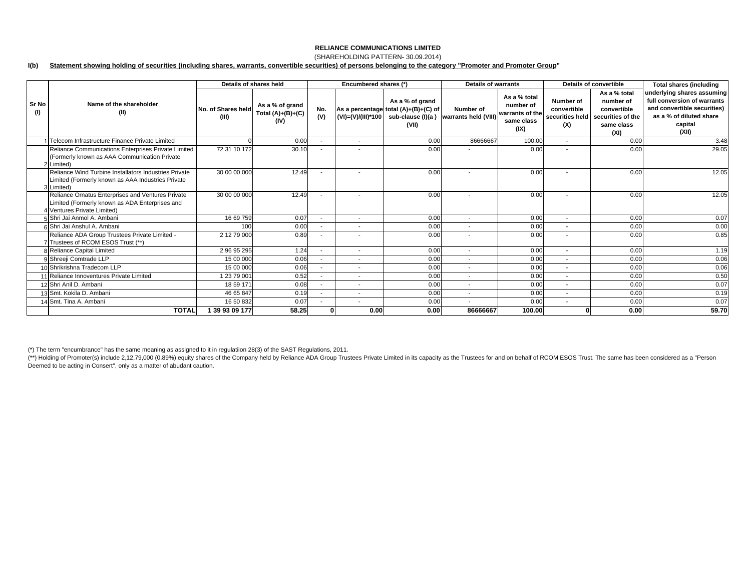**RELIANCE COMMUNICATIONS LIMITED**

(SHAREHOLDING PATTERN- 30.09.2014)

**I(b) Statement showing holding of securities (including shares, warrants, convertible securities) of persons belonging to the category "Promoter and Promoter Group"**

| Sr No (I) | Name of the shareholder (II) | Details of shares held | | Encumbered shares (*) | | | Details of warrants | | Details of convertible | | Total shares (including underlying shares assuming full conversion of warrants and convertible securities) as a % of diluted share capital (XII) |
|---|---|---|---|---|---|---|---|---|---|---|---|
| | | No. of Shares held (III) | As a % of grand Total (A)+(B)+(C) (IV) | No. (V) | As a percentage (VI)=(V)/(III)*100 | As a % of grand total (A)+(B)+(C) of sub-clause (I)(a ) (VII) | Number of warrants held (VIII) | As a % total number of warrants of the same class (IX) | Number of convertible securities held (X) | As a % total number of convertible securities of the same class (XI) | |
| 1 | Telecom Infrastructure Finance Private Limited | 0 | 0.00 | - | - | 0.00 | 86666667 | 100.00 | - | 0.00 | 3.48 |
| 2 | Reliance Communications Enterprises Private Limited (Formerly known as AAA Communication Private Limited) | 72 31 10 172 | 30.10 | - | - | 0.00 | - | 0.00 | - | 0.00 | 29.05 |
| 3 | Reliance Wind Turbine Installators Industries Private Limited (Formerly known as AAA Industries Private Limited) | 30 00 00 000 | 12.49 | - | - | 0.00 | - | 0.00 | - | 0.00 | 12.05 |
| 4 | Reliance Ornatus Enterprises and Ventures Private Limited (Formerly known as ADA Enterprises and Ventures Private Limited) | 30 00 00 000 | 12.49 | - | - | 0.00 | - | 0.00 | - | 0.00 | 12.05 |
| 5 | Shri Jai Anmol A. Ambani | 16 69 759 | 0.07 | - | - | 0.00 | - | 0.00 | - | 0.00 | 0.07 |
| 6 | Shri Jai Anshul A. Ambani | 100 | 0.00 | - | - | 0.00 | - | 0.00 | - | 0.00 | 0.00 |
| 7 | Reliance ADA Group Trustees Private Limited - Trustees of RCOM ESOS Trust (**) | 2 12 79 000 | 0.89 | - | - | 0.00 | - | 0.00 | - | 0.00 | 0.85 |
| 8 | Reliance Capital Limited | 2 96 95 295 | 1.24 | - | - | 0.00 | - | 0.00 | - | 0.00 | 1.19 |
| 9 | Shreeji Comtrade LLP | 15 00 000 | 0.06 | - | - | 0.00 | - | 0.00 | - | 0.00 | 0.06 |
| 10 | Shrikrishna Tradecom LLP | 15 00 000 | 0.06 | - | - | 0.00 | - | 0.00 | - | 0.00 | 0.06 |
| 11 | Reliance Innoventures Private Limited | 1 23 79 001 | 0.52 | - | - | 0.00 | - | 0.00 | - | 0.00 | 0.50 |
| 12 | Shri Anil D. Ambani | 18 59 171 | 0.08 | - | - | 0.00 | - | 0.00 | - | 0.00 | 0.07 |
| 13 | Smt. Kokila D. Ambani | 46 65 847 | 0.19 | - | - | 0.00 | - | 0.00 | - | 0.00 | 0.19 |
| 14 | Smt. Tina A. Ambani | 16 50 832 | 0.07 | - | - | 0.00 | - | 0.00 | - | 0.00 | 0.07 |
| | **TOTAL** | **1 39 93 09 177** | **58.25** | **0** | **0.00** | **0.00** | **86666667** | **100.00** | **0** | **0.00** | **59.70** |

(*) The term "encumbrance" has the same meaning as assigned to it in regulatiion 28(3) of the SAST Regulations, 2011.

(**) Holding of Promoter(s) include 2,12,79,000 (0.89%) equity shares of the Company held by Reliance ADA Group Trustees Private Limited in its capacity as the Trustees for and on behalf of RCOM ESOS Trust. The same has been considered as a "Person Deemed to be acting in Consert", only as a matter of abudant caution.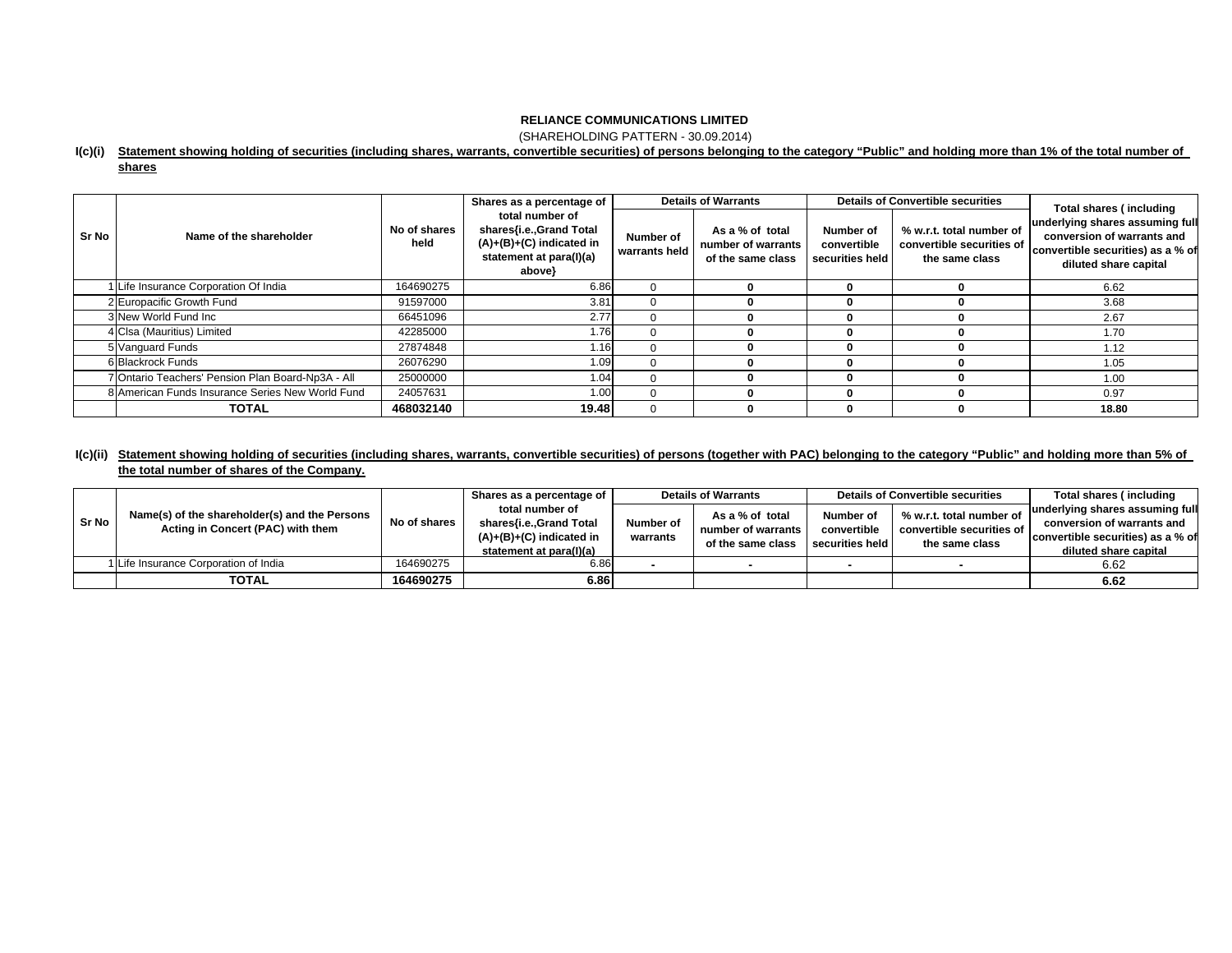**RELIANCE COMMUNICATIONS LIMITED**

(SHAREHOLDING PATTERN - 30.09.2014)

**I(c)(i)** **Statement showing holding of securities (including shares, warrants, convertible securities) of persons belonging to the category "Public" and holding more than 1% of the total number of shares**

| Sr No | Name of the shareholder | No of shares held | Shares as a percentage of total number of shares{i.e.,Grand Total (A)+(B)+(C) indicated in statement at para(I)(a) above} | Details of Warrants | | Details of Convertible securities | | Total shares ( including underlying shares assuming full conversion of warrants and convertible securities) as a % of diluted share capital |
|---|---|---|---|---|---|---|---|---|
| | | | | Number of warrants held | As a % of total number of warrants of the same class | Number of convertible securities held | % w.r.t. total number of convertible securities of the same class | |
| 1 | Life Insurance Corporation Of India | 164690275 | 6.86 | 0 | 0 | 0 | 0 | 6.62 |
| 2 | Europacific Growth Fund | 91597000 | 3.81 | 0 | 0 | 0 | 0 | 3.68 |
| 3 | New World Fund Inc | 66451096 | 2.77 | 0 | 0 | 0 | 0 | 2.67 |
| 4 | Clsa (Mauritius) Limited | 42285000 | 1.76 | 0 | 0 | 0 | 0 | 1.70 |
| 5 | Vanguard Funds | 27874848 | 1.16 | 0 | 0 | 0 | 0 | 1.12 |
| 6 | Blackrock Funds | 26076290 | 1.09 | 0 | 0 | 0 | 0 | 1.05 |
| 7 | Ontario Teachers' Pension Plan Board-Np3A - All | 25000000 | 1.04 | 0 | 0 | 0 | 0 | 1.00 |
| 8 | American Funds Insurance Series New World Fund | 24057631 | 1.00 | 0 | 0 | 0 | 0 | 0.97 |
| | **TOTAL** | **468032140** | **19.48** | 0 | 0 | 0 | 0 | **18.80** |

**I(c)(ii)** **Statement showing holding of securities (including shares, warrants, convertible securities) of persons (together with PAC) belonging to the category "Public" and holding more than 5% of the total number of shares of the Company.**

| Sr No | Name(s) of the shareholder(s) and the Persons Acting in Concert (PAC) with them | No of shares | Shares as a percentage of total number of shares{i.e.,Grand Total (A)+(B)+(C) indicated in statement at para(I)(a) | Details of Warrants | | Details of Convertible securities | | Total shares ( including underlying shares assuming full conversion of warrants and convertible securities) as a % of diluted share capital |
|---|---|---|---|---|---|---|---|---|
| | | | | Number of warrants | As a % of total number of warrants of the same class | Number of convertible securities held | % w.r.t. total number of convertible securities of the same class | |
| 1 | Life Insurance Corporation of India | 164690275 | 6.86 | - | - | - | - | 6.62 |
| | **TOTAL** | **164690275** | **6.86** | | | | | **6.62** |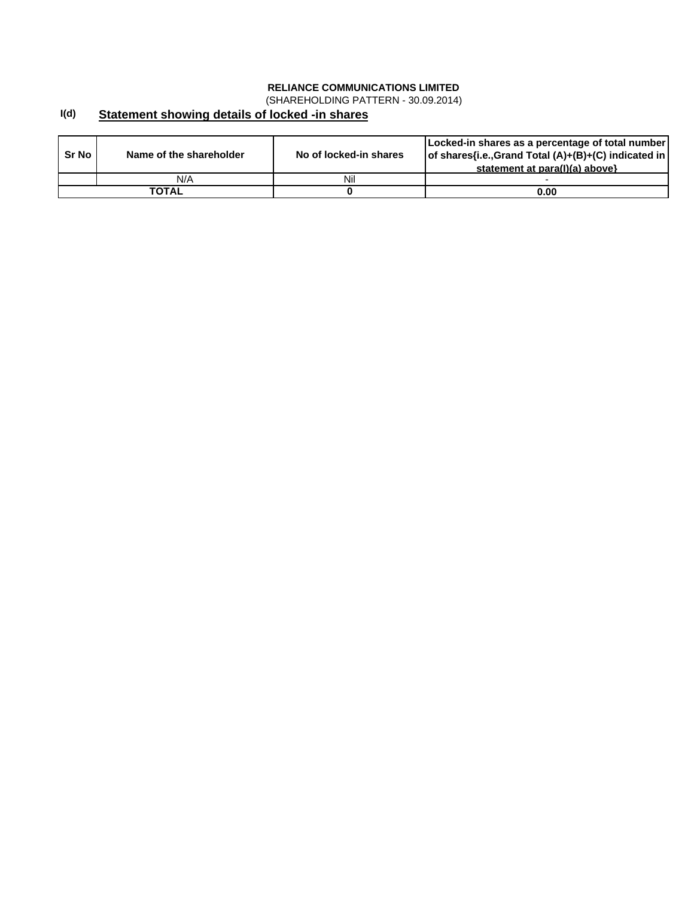**RELIANCE COMMUNICATIONS LIMITED**

(SHAREHOLDING PATTERN - 30.09.2014)

## I(d) Statement showing details of locked -in shares

| Sr No | Name of the shareholder | No of locked-in shares | Locked-in shares as a percentage of total number of shares{i.e.,Grand Total (A)+(B)+(C) indicated in statement at para(I)(a) above} |
|---|---|---|---|
| | N/A | Nil | - |
| **TOTAL** | | **0** | **0.00** |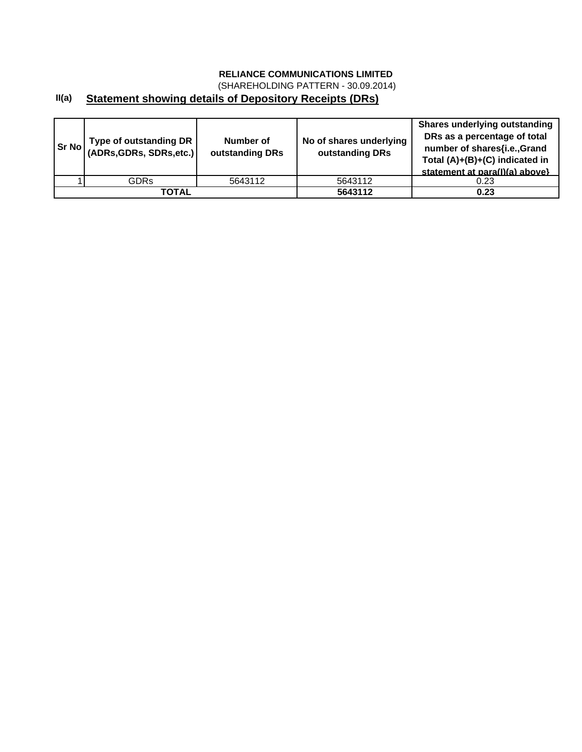**RELIANCE COMMUNICATIONS LIMITED**

(SHAREHOLDING PATTERN - 30.09.2014)

## II(a) Statement showing details of Depository Receipts (DRs)

| Sr No | Type of outstanding DR (ADRs,GDRs, SDRs,etc.) | Number of outstanding DRs | No of shares underlying outstanding DRs | Shares underlying outstanding DRs as a percentage of total number of shares{i.e.,Grand Total (A)+(B)+(C) indicated in statement at para(I)(a) above} |
|---|---|---|---|---|
| 1 | GDRs | 5643112 | 5643112 | 0.23 |
| **TOTAL** | | | **5643112** | **0.23** |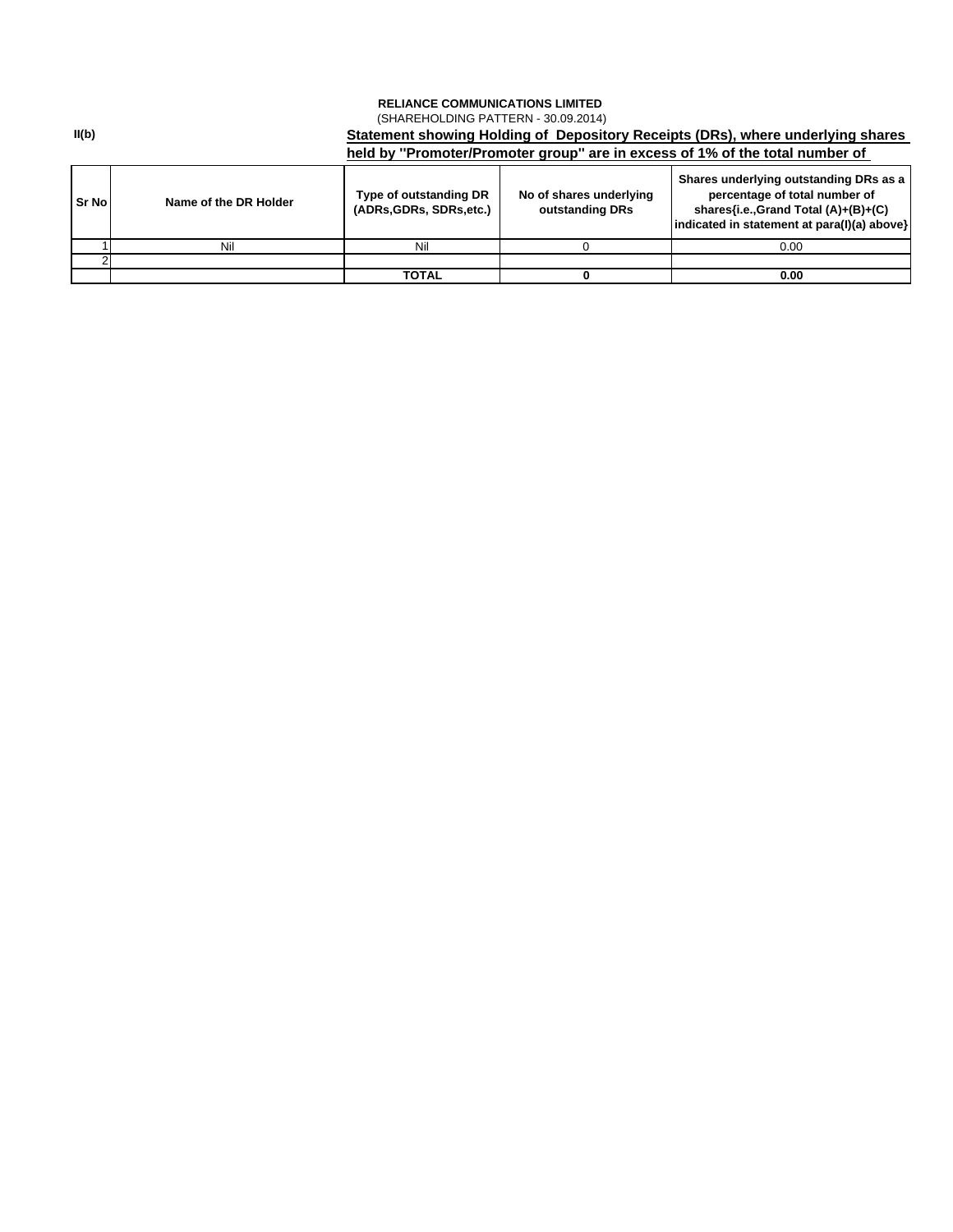**RELIANCE COMMUNICATIONS LIMITED**

(SHAREHOLDING PATTERN - 30.09.2014)

**II(b)**

**Statement showing Holding of Depository Receipts (DRs), where underlying shares held by "Promoter/Promoter group" are in excess of 1% of the total number of**

| Sr No | Name of the DR Holder | Type of outstanding DR (ADRs,GDRs, SDRs,etc.) | No of shares underlying outstanding DRs | Shares underlying outstanding DRs as a percentage of total number of shares{i.e.,Grand Total (A)+(B)+(C) indicated in statement at para(I)(a) above} |
|---|---|---|---|---|
| 1 | Nil | Nil | 0 | 0.00 |
| 2 | | | | |
| | | **TOTAL** | **0** | **0.00** |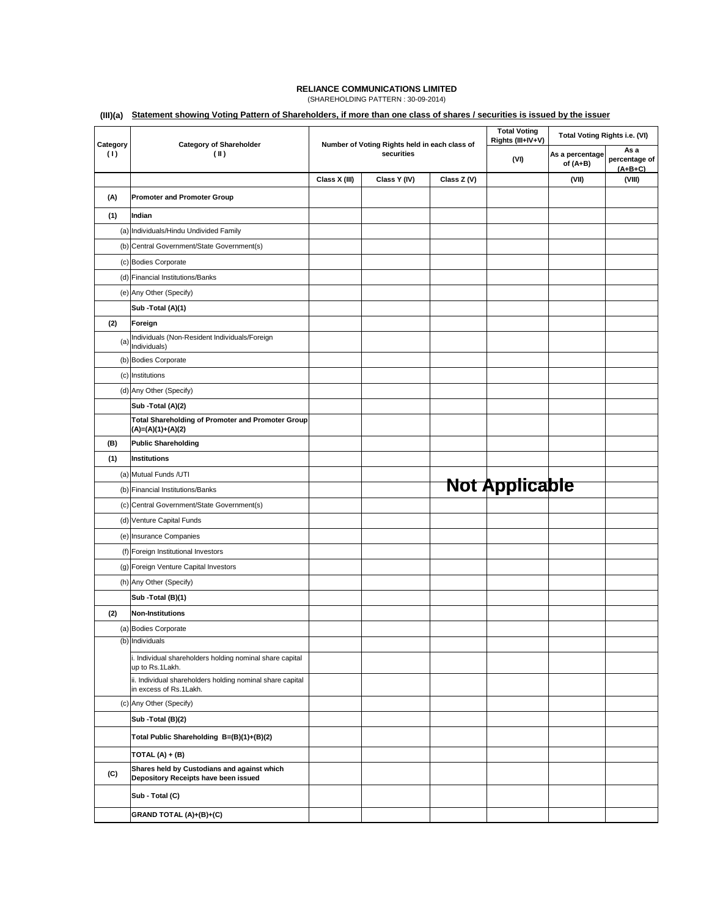**RELIANCE COMMUNICATIONS LIMITED**

(SHAREHOLDING PATTERN : 30-09-2014)

**(III)(a) Statement showing Voting Pattern of Shareholders, if more than one class of shares / securities is issued by the issuer**

| Category (I) | | Category of Shareholder (II) | Number of Voting Rights held in each class of securities | | | Total Voting Rights (III+IV+V) (VI) | Total Voting Rights i.e. (VI) | |
|---|---|---|---|---|---|---|---|---|
| | | | Class X (III) | Class Y (IV) | Class Z (V) | | As a percentage of (A+B) (VII) | As a percentage of (A+B+C) (VIII) |
| **(A)** | | **Promoter and Promoter Group** | | | | | | |
| **(1)** | | **Indian** | | | | | | |
| | (a) | Individuals/Hindu Undivided Family | | | | | | |
| | (b) | Central Government/State Government(s) | | | | | | |
| | (c) | Bodies Corporate | | | | | | |
| | (d) | Financial Institutions/Banks | | | | | | |
| | (e) | Any Other (Specify) | | | | | | |
| | | **Sub -Total (A)(1)** | | | | | | |
| **(2)** | | **Foreign** | | | | | | |
| | (a) | Individuals (Non-Resident Individuals/Foreign Individuals) | | | | | | |
| | (b) | Bodies Corporate | | | | | | |
| | (c) | Institutions | | | | | | |
| | (d) | Any Other (Specify) | | | | | | |
| | | **Sub -Total (A)(2)** | | | | | | |
| | | **Total Shareholding of Promoter and Promoter Group (A)=(A)(1)+(A)(2)** | | | | | | |
| **(B)** | | **Public Shareholding** | | | | | | |
| **(1)** | | **Institutions** | | | | | | |
| | (a) | Mutual Funds /UTI | | | | | | |
| | (b) | Financial Institutions/Banks | | | **Not Applicable** | | | |
| | (c) | Central Government/State Government(s) | | | | | | |
| | (d) | Venture Capital Funds | | | | | | |
| | (e) | Insurance Companies | | | | | | |
| | (f) | Foreign Institutional Investors | | | | | | |
| | (g) | Foreign Venture Capital Investors | | | | | | |
| | (h) | Any Other (Specify) | | | | | | |
| | | **Sub -Total (B)(1)** | | | | | | |
| **(2)** | | **Non-Institutions** | | | | | | |
| | (a) | Bodies Corporate | | | | | | |
| | (b) | Individuals | | | | | | |
| | | i. Individual shareholders holding nominal share capital up to Rs.1Lakh. | | | | | | |
| | | ii. Individual shareholders holding nominal share capital in excess of Rs.1Lakh. | | | | | | |
| | (c) | Any Other (Specify) | | | | | | |
| | | **Sub -Total (B)(2)** | | | | | | |
| | | **Total Public Shareholding B=(B)(1)+(B)(2)** | | | | | | |
| | | **TOTAL (A) + (B)** | | | | | | |
| **(C)** | | **Shares held by Custodians and against which Depository Receipts have been issued** | | | | | | |
| | | **Sub - Total (C)** | | | | | | |
| | | **GRAND TOTAL (A)+(B)+(C)** | | | | | | |